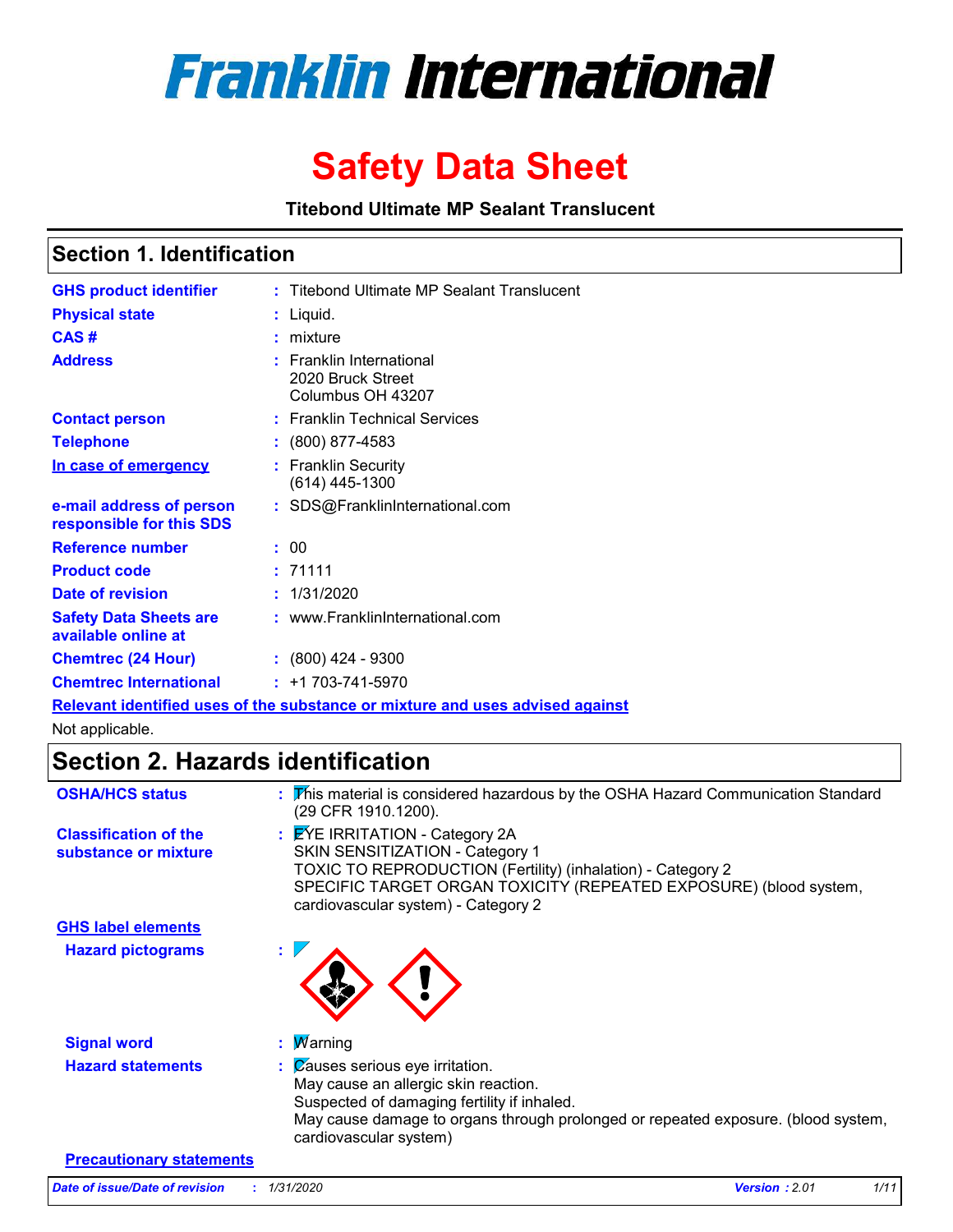# Franklin International

# Safety Data Sheet

**Titebond Ultimate MP Sealant Translucent**

## Section 1. Identification

| | |
|---|---|
| **GHS product identifier** | : Titebond Ultimate MP Sealant Translucent |
| **Physical state** | : Liquid. |
| **CAS #** | : mixture |
| **Address** | : Franklin International<br>2020 Bruck Street<br>Columbus OH 43207 |
| **Contact person** | : Franklin Technical Services |
| **Telephone** | : (800) 877-4583 |
| **In case of emergency** | : Franklin Security<br>(614) 445-1300 |
| **e-mail address of person responsible for this SDS** | : SDS@FranklinInternational.com |
| **Reference number** | : 00 |
| **Product code** | : 71111 |
| **Date of revision** | : 1/31/2020 |
| **Safety Data Sheets are available online at** | : www.FranklinInternational.com |
| **Chemtrec (24 Hour)** | : (800) 424 - 9300 |
| **Chemtrec International** | : +1 703-741-5970 |

**Relevant identified uses of the substance or mixture and uses advised against**

Not applicable.

## Section 2. Hazards identification

**OSHA/HCS status** : This material is considered hazardous by the OSHA Hazard Communication Standard (29 CFR 1910.1200).

**Classification of the substance or mixture** : EYE IRRITATION - Category 2A
SKIN SENSITIZATION - Category 1
TOXIC TO REPRODUCTION (Fertility) (inhalation) - Category 2
SPECIFIC TARGET ORGAN TOXICITY (REPEATED EXPOSURE) (blood system, cardiovascular system) - Category 2

**GHS label elements**

**Hazard pictograms** :

**Signal word** : Warning

**Hazard statements** : Causes serious eye irritation.
May cause an allergic skin reaction.
Suspected of damaging fertility if inhaled.
May cause damage to organs through prolonged or repeated exposure. (blood system, cardiovascular system)

**Precautionary statements**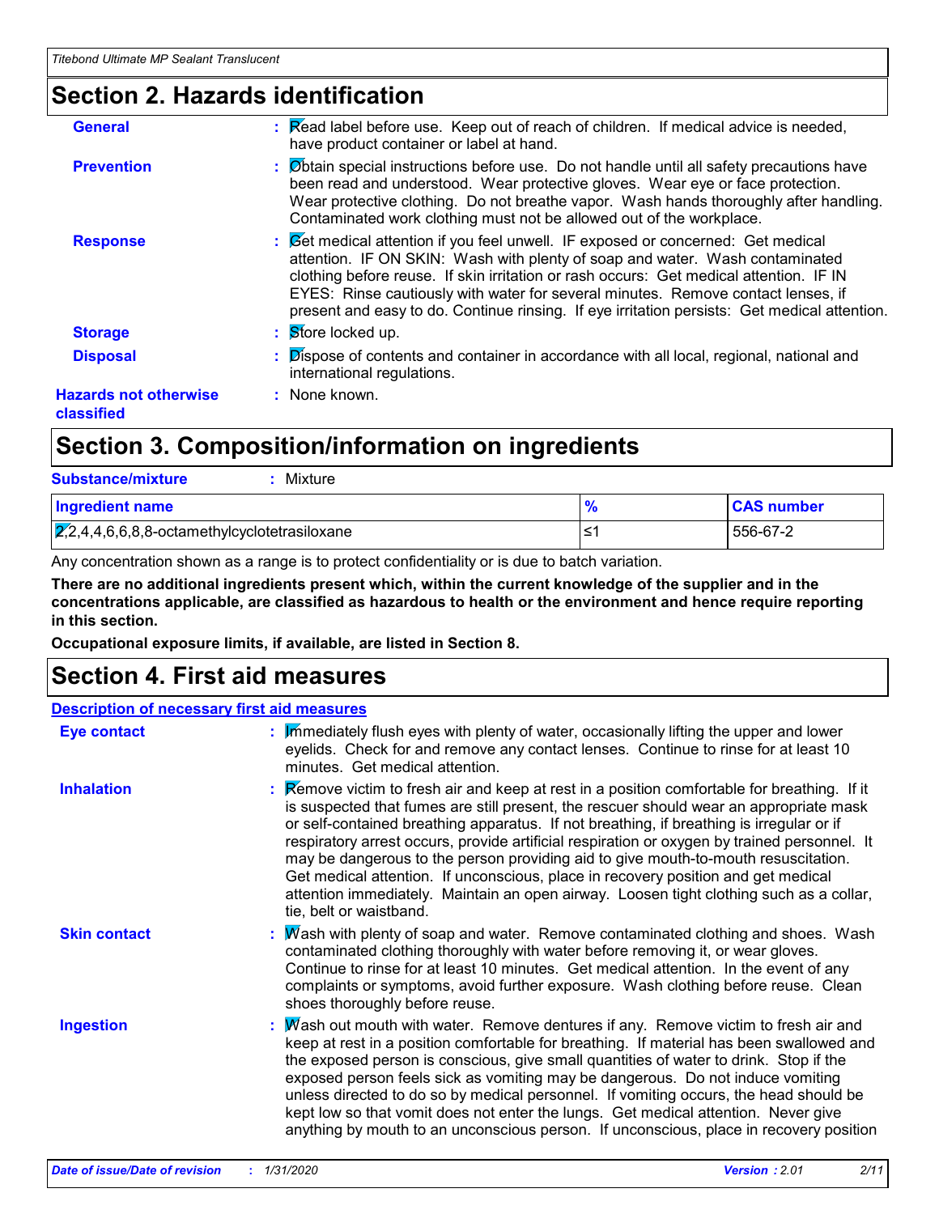## Section 2. Hazards identification

**General** : Read label before use. Keep out of reach of children. If medical advice is needed, have product container or label at hand.

**Prevention** : Obtain special instructions before use. Do not handle until all safety precautions have been read and understood. Wear protective gloves. Wear eye or face protection. Wear protective clothing. Do not breathe vapor. Wash hands thoroughly after handling. Contaminated work clothing must not be allowed out of the workplace.

**Response** : Get medical attention if you feel unwell. IF exposed or concerned: Get medical attention. IF ON SKIN: Wash with plenty of soap and water. Wash contaminated clothing before reuse. If skin irritation or rash occurs: Get medical attention. IF IN EYES: Rinse cautiously with water for several minutes. Remove contact lenses, if present and easy to do. Continue rinsing. If eye irritation persists: Get medical attention.

**Storage** : Store locked up.

**Disposal** : Dispose of contents and container in accordance with all local, regional, national and international regulations.

**Hazards not otherwise classified** : None known.

## Section 3. Composition/information on ingredients

**Substance/mixture** : Mixture

| Ingredient name | % | CAS number |
|---|---|---|
| 2,2,4,4,6,6,8,8-octamethylcyclotetrasiloxane | ≤1 | 556-67-2 |

Any concentration shown as a range is to protect confidentiality or is due to batch variation.

**There are no additional ingredients present which, within the current knowledge of the supplier and in the concentrations applicable, are classified as hazardous to health or the environment and hence require reporting in this section.**

**Occupational exposure limits, if available, are listed in Section 8.**

## Section 4. First aid measures

### Description of necessary first aid measures

**Eye contact** : Immediately flush eyes with plenty of water, occasionally lifting the upper and lower eyelids. Check for and remove any contact lenses. Continue to rinse for at least 10 minutes. Get medical attention.

**Inhalation** : Remove victim to fresh air and keep at rest in a position comfortable for breathing. If it is suspected that fumes are still present, the rescuer should wear an appropriate mask or self-contained breathing apparatus. If not breathing, if breathing is irregular or if respiratory arrest occurs, provide artificial respiration or oxygen by trained personnel. It may be dangerous to the person providing aid to give mouth-to-mouth resuscitation. Get medical attention. If unconscious, place in recovery position and get medical attention immediately. Maintain an open airway. Loosen tight clothing such as a collar, tie, belt or waistband.

**Skin contact** : Wash with plenty of soap and water. Remove contaminated clothing and shoes. Wash contaminated clothing thoroughly with water before removing it, or wear gloves. Continue to rinse for at least 10 minutes. Get medical attention. In the event of any complaints or symptoms, avoid further exposure. Wash clothing before reuse. Clean shoes thoroughly before reuse.

**Ingestion** : Wash out mouth with water. Remove dentures if any. Remove victim to fresh air and keep at rest in a position comfortable for breathing. If material has been swallowed and the exposed person is conscious, give small quantities of water to drink. Stop if the exposed person feels sick as vomiting may be dangerous. Do not induce vomiting unless directed to do so by medical personnel. If vomiting occurs, the head should be kept low so that vomit does not enter the lungs. Get medical attention. Never give anything by mouth to an unconscious person. If unconscious, place in recovery position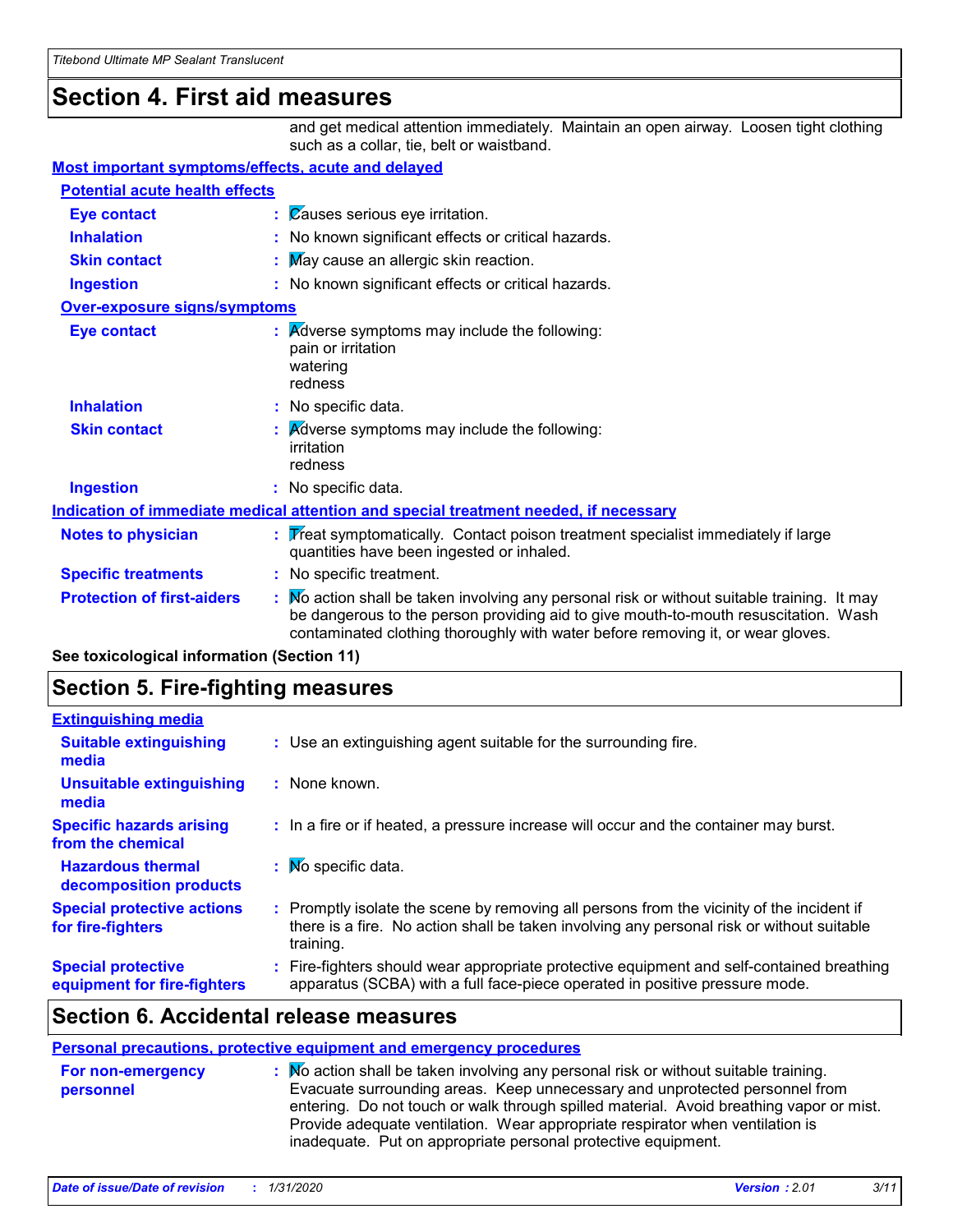## Section 4. First aid measures

and get medical attention immediately. Maintain an open airway. Loosen tight clothing such as a collar, tie, belt or waistband.

### Most important symptoms/effects, acute and delayed

#### Potential acute health effects

**Eye contact** : Causes serious eye irritation.

**Inhalation** : No known significant effects or critical hazards.

**Skin contact** : May cause an allergic skin reaction.

**Ingestion** : No known significant effects or critical hazards.

#### Over-exposure signs/symptoms

**Eye contact** : Adverse symptoms may include the following:
pain or irritation
watering
redness

**Inhalation** : No specific data.

**Skin contact** : Adverse symptoms may include the following:
irritation
redness

**Ingestion** : No specific data.

### Indication of immediate medical attention and special treatment needed, if necessary

**Notes to physician** : Treat symptomatically. Contact poison treatment specialist immediately if large quantities have been ingested or inhaled.

**Specific treatments** : No specific treatment.

**Protection of first-aiders** : No action shall be taken involving any personal risk or without suitable training. It may be dangerous to the person providing aid to give mouth-to-mouth resuscitation. Wash contaminated clothing thoroughly with water before removing it, or wear gloves.

**See toxicological information (Section 11)**

## Section 5. Fire-fighting measures

### Extinguishing media

**Suitable extinguishing media** : Use an extinguishing agent suitable for the surrounding fire.

**Unsuitable extinguishing media** : None known.

**Specific hazards arising from the chemical** : In a fire or if heated, a pressure increase will occur and the container may burst.

**Hazardous thermal decomposition products** : No specific data.

**Special protective actions for fire-fighters** : Promptly isolate the scene by removing all persons from the vicinity of the incident if there is a fire. No action shall be taken involving any personal risk or without suitable training.

**Special protective equipment for fire-fighters** : Fire-fighters should wear appropriate protective equipment and self-contained breathing apparatus (SCBA) with a full face-piece operated in positive pressure mode.

## Section 6. Accidental release measures

### Personal precautions, protective equipment and emergency procedures

**For non-emergency personnel** : No action shall be taken involving any personal risk or without suitable training. Evacuate surrounding areas. Keep unnecessary and unprotected personnel from entering. Do not touch or walk through spilled material. Avoid breathing vapor or mist. Provide adequate ventilation. Wear appropriate respirator when ventilation is inadequate. Put on appropriate personal protective equipment.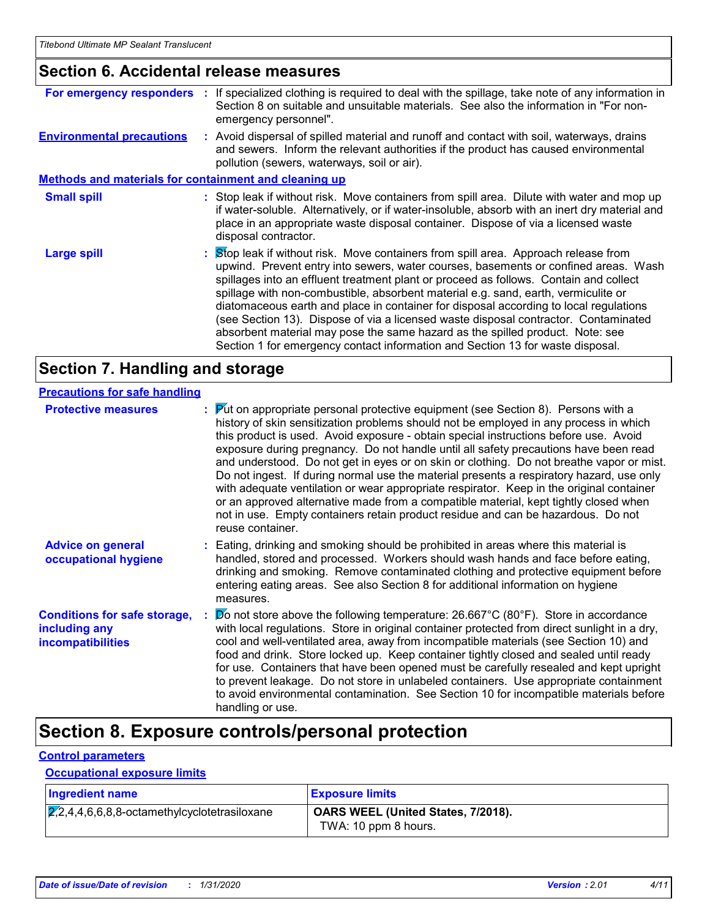## Section 6. Accidental release measures

**For emergency responders** : If specialized clothing is required to deal with the spillage, take note of any information in Section 8 on suitable and unsuitable materials. See also the information in "For non-emergency personnel".

**Environmental precautions** : Avoid dispersal of spilled material and runoff and contact with soil, waterways, drains and sewers. Inform the relevant authorities if the product has caused environmental pollution (sewers, waterways, soil or air).

### Methods and materials for containment and cleaning up

**Small spill** : Stop leak if without risk. Move containers from spill area. Dilute with water and mop up if water-soluble. Alternatively, or if water-insoluble, absorb with an inert dry material and place in an appropriate waste disposal container. Dispose of via a licensed waste disposal contractor.

**Large spill** : Stop leak if without risk. Move containers from spill area. Approach release from upwind. Prevent entry into sewers, water courses, basements or confined areas. Wash spillages into an effluent treatment plant or proceed as follows. Contain and collect spillage with non-combustible, absorbent material e.g. sand, earth, vermiculite or diatomaceous earth and place in container for disposal according to local regulations (see Section 13). Dispose of via a licensed waste disposal contractor. Contaminated absorbent material may pose the same hazard as the spilled product. Note: see Section 1 for emergency contact information and Section 13 for waste disposal.

## Section 7. Handling and storage

### Precautions for safe handling

**Protective measures** : Put on appropriate personal protective equipment (see Section 8). Persons with a history of skin sensitization problems should not be employed in any process in which this product is used. Avoid exposure - obtain special instructions before use. Avoid exposure during pregnancy. Do not handle until all safety precautions have been read and understood. Do not get in eyes or on skin or clothing. Do not breathe vapor or mist. Do not ingest. If during normal use the material presents a respiratory hazard, use only with adequate ventilation or wear appropriate respirator. Keep in the original container or an approved alternative made from a compatible material, kept tightly closed when not in use. Empty containers retain product residue and can be hazardous. Do not reuse container.

**Advice on general occupational hygiene** : Eating, drinking and smoking should be prohibited in areas where this material is handled, stored and processed. Workers should wash hands and face before eating, drinking and smoking. Remove contaminated clothing and protective equipment before entering eating areas. See also Section 8 for additional information on hygiene measures.

**Conditions for safe storage, including any incompatibilities** : Do not store above the following temperature: 26.667°C (80°F). Store in accordance with local regulations. Store in original container protected from direct sunlight in a dry, cool and well-ventilated area, away from incompatible materials (see Section 10) and food and drink. Store locked up. Keep container tightly closed and sealed until ready for use. Containers that have been opened must be carefully resealed and kept upright to prevent leakage. Do not store in unlabeled containers. Use appropriate containment to avoid environmental contamination. See Section 10 for incompatible materials before handling or use.

## Section 8. Exposure controls/personal protection

### Control parameters

#### Occupational exposure limits

| Ingredient name | Exposure limits |
|---|---|
| 2,2,4,4,6,6,8,8-octamethylcyclotetrasiloxane | **OARS WEEL (United States, 7/2018).**<br>TWA: 10 ppm 8 hours. |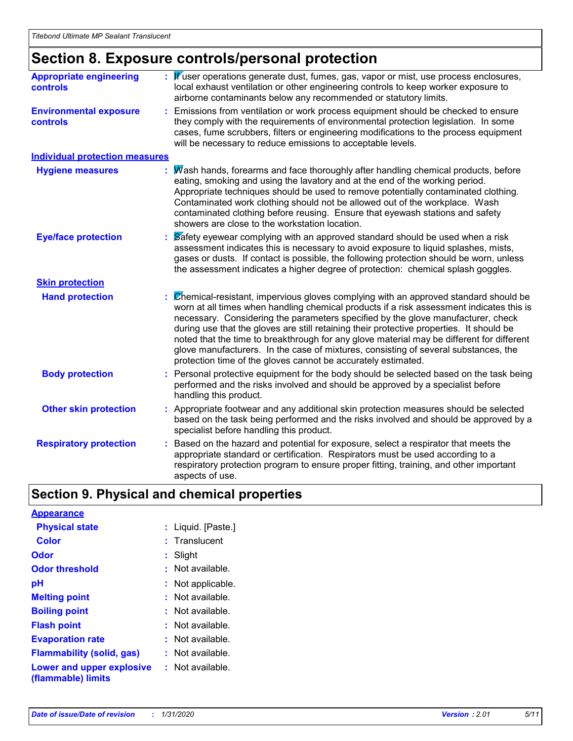## Section 8. Exposure controls/personal protection

**Appropriate engineering controls** : If user operations generate dust, fumes, gas, vapor or mist, use process enclosures, local exhaust ventilation or other engineering controls to keep worker exposure to airborne contaminants below any recommended or statutory limits.

**Environmental exposure controls** : Emissions from ventilation or work process equipment should be checked to ensure they comply with the requirements of environmental protection legislation. In some cases, fume scrubbers, filters or engineering modifications to the process equipment will be necessary to reduce emissions to acceptable levels.

**Individual protection measures**

**Hygiene measures** : Wash hands, forearms and face thoroughly after handling chemical products, before eating, smoking and using the lavatory and at the end of the working period. Appropriate techniques should be used to remove potentially contaminated clothing. Contaminated work clothing should not be allowed out of the workplace. Wash contaminated clothing before reusing. Ensure that eyewash stations and safety showers are close to the workstation location.

**Eye/face protection** : Safety eyewear complying with an approved standard should be used when a risk assessment indicates this is necessary to avoid exposure to liquid splashes, mists, gases or dusts. If contact is possible, the following protection should be worn, unless the assessment indicates a higher degree of protection: chemical splash goggles.

**Skin protection**

**Hand protection** : Chemical-resistant, impervious gloves complying with an approved standard should be worn at all times when handling chemical products if a risk assessment indicates this is necessary. Considering the parameters specified by the glove manufacturer, check during use that the gloves are still retaining their protective properties. It should be noted that the time to breakthrough for any glove material may be different for different glove manufacturers. In the case of mixtures, consisting of several substances, the protection time of the gloves cannot be accurately estimated.

**Body protection** : Personal protective equipment for the body should be selected based on the task being performed and the risks involved and should be approved by a specialist before handling this product.

**Other skin protection** : Appropriate footwear and any additional skin protection measures should be selected based on the task being performed and the risks involved and should be approved by a specialist before handling this product.

**Respiratory protection** : Based on the hazard and potential for exposure, select a respirator that meets the appropriate standard or certification. Respirators must be used according to a respiratory protection program to ensure proper fitting, training, and other important aspects of use.

## Section 9. Physical and chemical properties

**Appearance**

**Physical state** : Liquid. [Paste.]

**Color** : Translucent

**Odor** : Slight

**Odor threshold** : Not available.

**pH** : Not applicable.

**Melting point** : Not available.

**Boiling point** : Not available.

**Flash point** : Not available.

**Evaporation rate** : Not available.

**Flammability (solid, gas)** : Not available.

**Lower and upper explosive (flammable) limits** : Not available.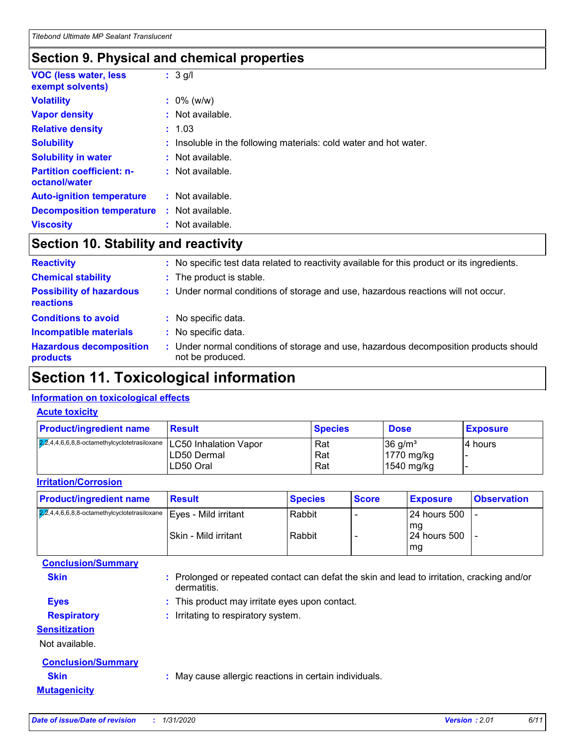## Section 9. Physical and chemical properties

**VOC (less water, less exempt solvents)** : 3 g/l

**Volatility** : 0% (w/w)

**Vapor density** : Not available.

**Relative density** : 1.03

**Solubility** : Insoluble in the following materials: cold water and hot water.

**Solubility in water** : Not available.

**Partition coefficient: n-octanol/water** : Not available.

**Auto-ignition temperature** : Not available.

**Decomposition temperature** : Not available.

**Viscosity** : Not available.

## Section 10. Stability and reactivity

**Reactivity** : No specific test data related to reactivity available for this product or its ingredients.

**Chemical stability** : The product is stable.

**Possibility of hazardous reactions** : Under normal conditions of storage and use, hazardous reactions will not occur.

**Conditions to avoid** : No specific data.

**Incompatible materials** : No specific data.

**Hazardous decomposition products** : Under normal conditions of storage and use, hazardous decomposition products should not be produced.

## Section 11. Toxicological information

### Information on toxicological effects

#### Acute toxicity

| Product/ingredient name | Result | Species | Dose | Exposure |
|---|---|---|---|---|
| 2,2,4,4,6,6,8,8-octamethylcyclotetrasiloxane | LC50 Inhalation Vapor | Rat | 36 g/m³ | 4 hours |
| | LD50 Dermal | Rat | 1770 mg/kg | - |
| | LD50 Oral | Rat | 1540 mg/kg | - |

#### Irritation/Corrosion

| Product/ingredient name | Result | Species | Score | Exposure | Observation |
|---|---|---|---|---|---|
| 2,2,4,4,6,6,8,8-octamethylcyclotetrasiloxane | Eyes - Mild irritant | Rabbit | - | 24 hours 500 mg | - |
| | Skin - Mild irritant | Rabbit | - | 24 hours 500 mg | - |

**Conclusion/Summary**

**Skin** : Prolonged or repeated contact can defat the skin and lead to irritation, cracking and/or dermatitis.

**Eyes** : This product may irritate eyes upon contact.

**Respiratory** : Irritating to respiratory system.

#### Sensitization

Not available.

**Conclusion/Summary**

**Skin** : May cause allergic reactions in certain individuals.

#### Mutagenicity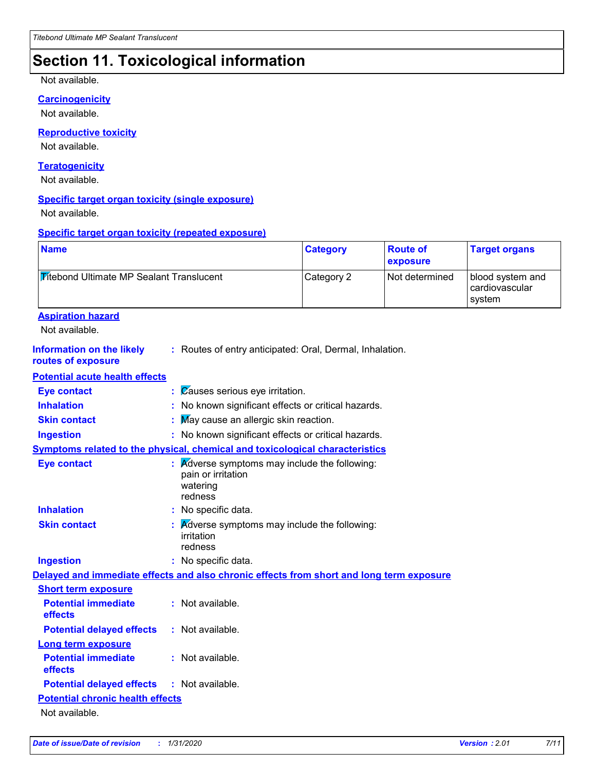# Section 11. Toxicological information

Not available.

### Carcinogenicity

Not available.

### Reproductive toxicity

Not available.

### Teratogenicity

Not available.

### Specific target organ toxicity (single exposure)

Not available.

### Specific target organ toxicity (repeated exposure)

| Name | Category | Route of exposure | Target organs |
|---|---|---|---|
| Titebond Ultimate MP Sealant Translucent | Category 2 | Not determined | blood system and cardiovascular system |

### Aspiration hazard

Not available.

**Information on the likely routes of exposure** : Routes of entry anticipated: Oral, Dermal, Inhalation.

### Potential acute health effects

**Eye contact** : Causes serious eye irritation.

**Inhalation** : No known significant effects or critical hazards.

**Skin contact** : May cause an allergic skin reaction.

**Ingestion** : No known significant effects or critical hazards.

### Symptoms related to the physical, chemical and toxicological characteristics

**Eye contact** : Adverse symptoms may include the following:
pain or irritation
watering
redness

**Inhalation** : No specific data.

**Skin contact** : Adverse symptoms may include the following:
irritation
redness

**Ingestion** : No specific data.

### Delayed and immediate effects and also chronic effects from short and long term exposure

#### Short term exposure

**Potential immediate effects** : Not available.

**Potential delayed effects** : Not available.

#### Long term exposure

**Potential immediate effects** : Not available.

**Potential delayed effects** : Not available.

### Potential chronic health effects

Not available.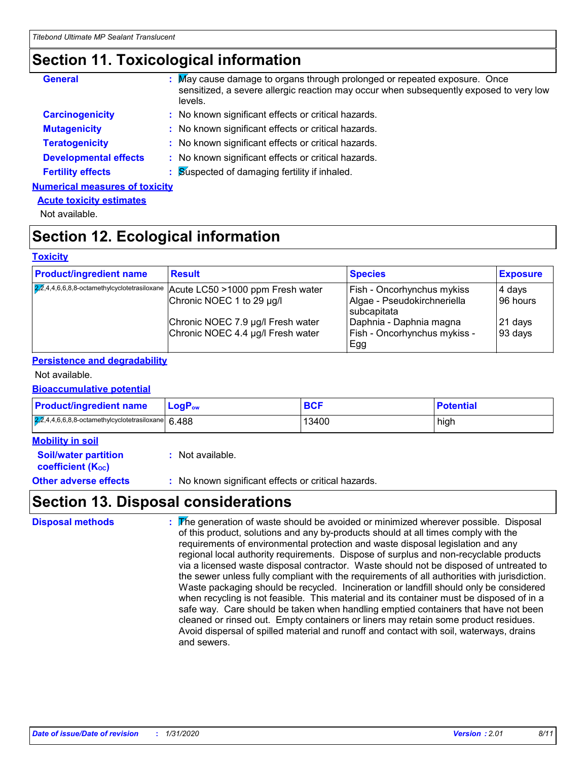## Section 11. Toxicological information

**General** : May cause damage to organs through prolonged or repeated exposure. Once sensitized, a severe allergic reaction may occur when subsequently exposed to very low levels.

**Carcinogenicity** : No known significant effects or critical hazards.

**Mutagenicity** : No known significant effects or critical hazards.

**Teratogenicity** : No known significant effects or critical hazards.

**Developmental effects** : No known significant effects or critical hazards.

**Fertility effects** : Suspected of damaging fertility if inhaled.

**Numerical measures of toxicity**

**Acute toxicity estimates**

Not available.

## Section 12. Ecological information

**Toxicity**

| Product/ingredient name | Result | Species | Exposure |
|---|---|---|---|
| 2,2,4,4,6,6,8,8-octamethylcyclotetrasiloxane | Acute LC50 >1000 ppm Fresh water | Fish - Oncorhynchus mykiss | 4 days |
| | Chronic NOEC 1 to 29 µg/l | Algae - Pseudokirchneriella subcapitata | 96 hours |
| | Chronic NOEC 7.9 µg/l Fresh water | Daphnia - Daphnia magna | 21 days |
| | Chronic NOEC 4.4 µg/l Fresh water | Fish - Oncorhynchus mykiss - Egg | 93 days |

**Persistence and degradability**

Not available.

**Bioaccumulative potential**

| Product/ingredient name | $LogP_{ow}$ | BCF | Potential |
|---|---|---|---|
| 2,2,4,4,6,6,8,8-octamethylcyclotetrasiloxane | 6.488 | 13400 | high |

**Mobility in soil**

**Soil/water partition coefficient ($K_{OC}$)** : Not available.

**Other adverse effects** : No known significant effects or critical hazards.

## Section 13. Disposal considerations

**Disposal methods** : The generation of waste should be avoided or minimized wherever possible. Disposal of this product, solutions and any by-products should at all times comply with the requirements of environmental protection and waste disposal legislation and any regional local authority requirements. Dispose of surplus and non-recyclable products via a licensed waste disposal contractor. Waste should not be disposed of untreated to the sewer unless fully compliant with the requirements of all authorities with jurisdiction. Waste packaging should be recycled. Incineration or landfill should only be considered when recycling is not feasible. This material and its container must be disposed of in a safe way. Care should be taken when handling emptied containers that have not been cleaned or rinsed out. Empty containers or liners may retain some product residues. Avoid dispersal of spilled material and runoff and contact with soil, waterways, drains and sewers.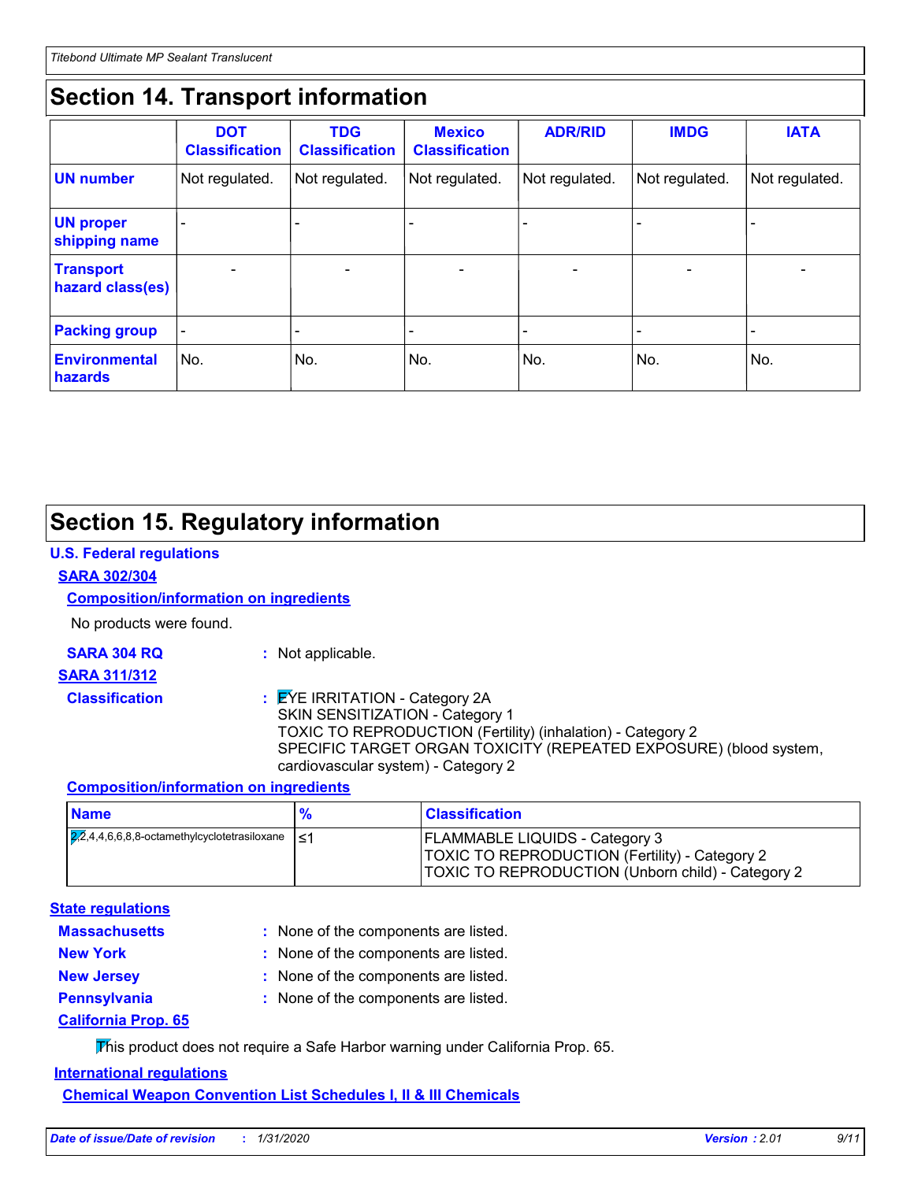## Section 14. Transport information

| | DOT Classification | TDG Classification | Mexico Classification | ADR/RID | IMDG | IATA |
|---|---|---|---|---|---|---|
| **UN number** | Not regulated. | Not regulated. | Not regulated. | Not regulated. | Not regulated. | Not regulated. |
| **UN proper shipping name** | - | - | - | - | - | - |
| **Transport hazard class(es)** | - | - | - | - | - | - |
| **Packing group** | - | - | - | - | - | - |
| **Environmental hazards** | No. | No. | No. | No. | No. | No. |

## Section 15. Regulatory information

**U.S. Federal regulations**

**SARA 302/304**

**Composition/information on ingredients**

No products were found.

**SARA 304 RQ** : Not applicable.

**SARA 311/312**

**Classification** : EYE IRRITATION - Category 2A
SKIN SENSITIZATION - Category 1
TOXIC TO REPRODUCTION (Fertility) (inhalation) - Category 2
SPECIFIC TARGET ORGAN TOXICITY (REPEATED EXPOSURE) (blood system, cardiovascular system) - Category 2

**Composition/information on ingredients**

| Name | % | Classification |
|---|---|---|
| 2,2,4,4,6,6,8,8-octamethylcyclotetrasiloxane | ≤1 | FLAMMABLE LIQUIDS - Category 3<br>TOXIC TO REPRODUCTION (Fertility) - Category 2<br>TOXIC TO REPRODUCTION (Unborn child) - Category 2 |

**State regulations**

**Massachusetts** : None of the components are listed.

**New York** : None of the components are listed.

**New Jersey** : None of the components are listed.

**Pennsylvania** : None of the components are listed.

**California Prop. 65**

This product does not require a Safe Harbor warning under California Prop. 65.

**International regulations**

**Chemical Weapon Convention List Schedules I, II & III Chemicals**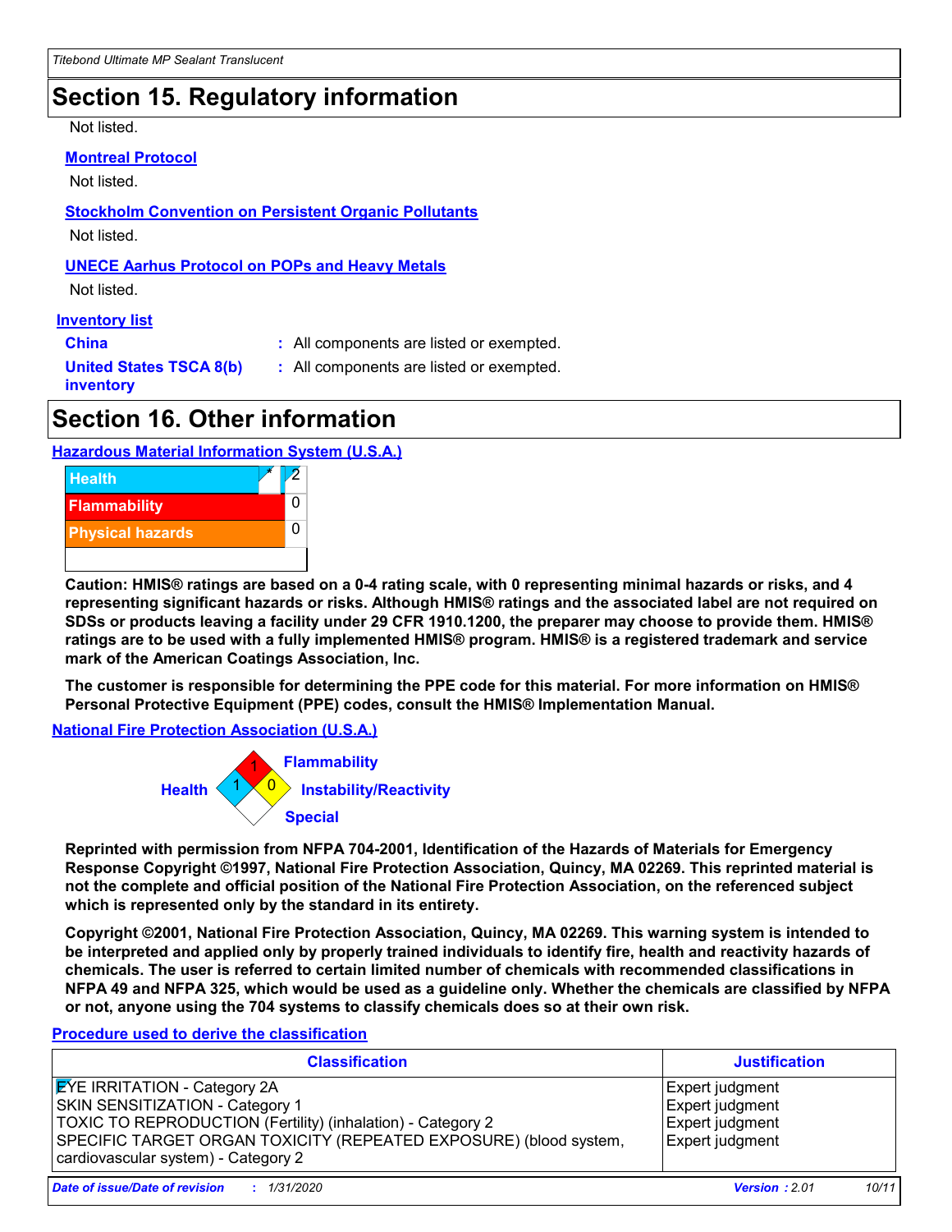## Section 15. Regulatory information

Not listed.

**Montreal Protocol**

Not listed.

**Stockholm Convention on Persistent Organic Pollutants**

Not listed.

**UNECE Aarhus Protocol on POPs and Heavy Metals**

Not listed.

**Inventory list**

| | |
|---|---|
| **China** | : All components are listed or exempted. |
| **United States TSCA 8(b) inventory** | : All components are listed or exempted. |

## Section 16. Other information

**Hazardous Material Information System (U.S.A.)**

| | |
|---|---|
| Health * | 2 |
| Flammability | 0 |
| Physical hazards | 0 |

**Caution: HMIS® ratings are based on a 0-4 rating scale, with 0 representing minimal hazards or risks, and 4 representing significant hazards or risks. Although HMIS® ratings and the associated label are not required on SDSs or products leaving a facility under 29 CFR 1910.1200, the preparer may choose to provide them. HMIS® ratings are to be used with a fully implemented HMIS® program. HMIS® is a registered trademark and service mark of the American Coatings Association, Inc.**

**The customer is responsible for determining the PPE code for this material. For more information on HMIS® Personal Protective Equipment (PPE) codes, consult the HMIS® Implementation Manual.**

**National Fire Protection Association (U.S.A.)**

Health: 1
Flammability: 1
Instability/Reactivity: 0
Special:

**Reprinted with permission from NFPA 704-2001, Identification of the Hazards of Materials for Emergency Response Copyright ©1997, National Fire Protection Association, Quincy, MA 02269. This reprinted material is not the complete and official position of the National Fire Protection Association, on the referenced subject which is represented only by the standard in its entirety.**

**Copyright ©2001, National Fire Protection Association, Quincy, MA 02269. This warning system is intended to be interpreted and applied only by properly trained individuals to identify fire, health and reactivity hazards of chemicals. The user is referred to certain limited number of chemicals with recommended classifications in NFPA 49 and NFPA 325, which would be used as a guideline only. Whether the chemicals are classified by NFPA or not, anyone using the 704 systems to classify chemicals does so at their own risk.**

**Procedure used to derive the classification**

| Classification | Justification |
|---|---|
| EYE IRRITATION - Category 2A | Expert judgment |
| SKIN SENSITIZATION - Category 1 | Expert judgment |
| TOXIC TO REPRODUCTION (Fertility) (inhalation) - Category 2 | Expert judgment |
| SPECIFIC TARGET ORGAN TOXICITY (REPEATED EXPOSURE) (blood system, cardiovascular system) - Category 2 | Expert judgment |

*Date of issue/Date of revision : 1/31/2020*  *Version : 2.01*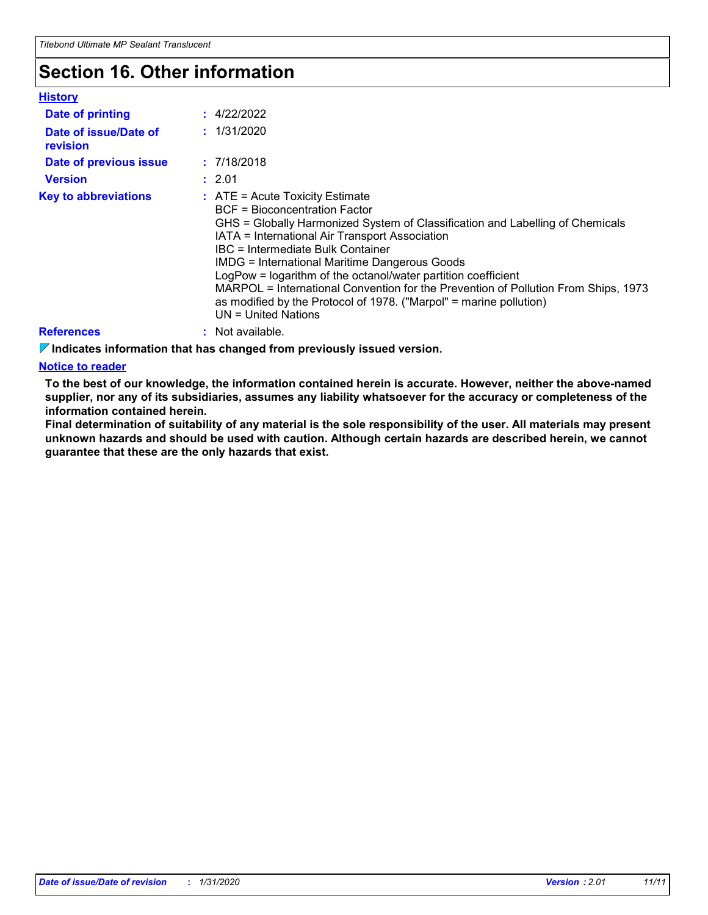# Section 16. Other information

**History**

| | |
|---|---|
| **Date of printing** | : 4/22/2022 |
| **Date of issue/Date of revision** | : 1/31/2020 |
| **Date of previous issue** | : 7/18/2018 |
| **Version** | : 2.01 |

**Key to abbreviations** :
ATE = Acute Toxicity Estimate
BCF = Bioconcentration Factor
GHS = Globally Harmonized System of Classification and Labelling of Chemicals
IATA = International Air Transport Association
IBC = Intermediate Bulk Container
IMDG = International Maritime Dangerous Goods
LogPow = logarithm of the octanol/water partition coefficient
MARPOL = International Convention for the Prevention of Pollution From Ships, 1973 as modified by the Protocol of 1978. ("Marpol" = marine pollution)
UN = United Nations

**References** : Not available.

**Indicates information that has changed from previously issued version.**

**Notice to reader**

**To the best of our knowledge, the information contained herein is accurate. However, neither the above-named supplier, nor any of its subsidiaries, assumes any liability whatsoever for the accuracy or completeness of the information contained herein.**

**Final determination of suitability of any material is the sole responsibility of the user. All materials may present unknown hazards and should be used with caution. Although certain hazards are described herein, we cannot guarantee that these are the only hazards that exist.**